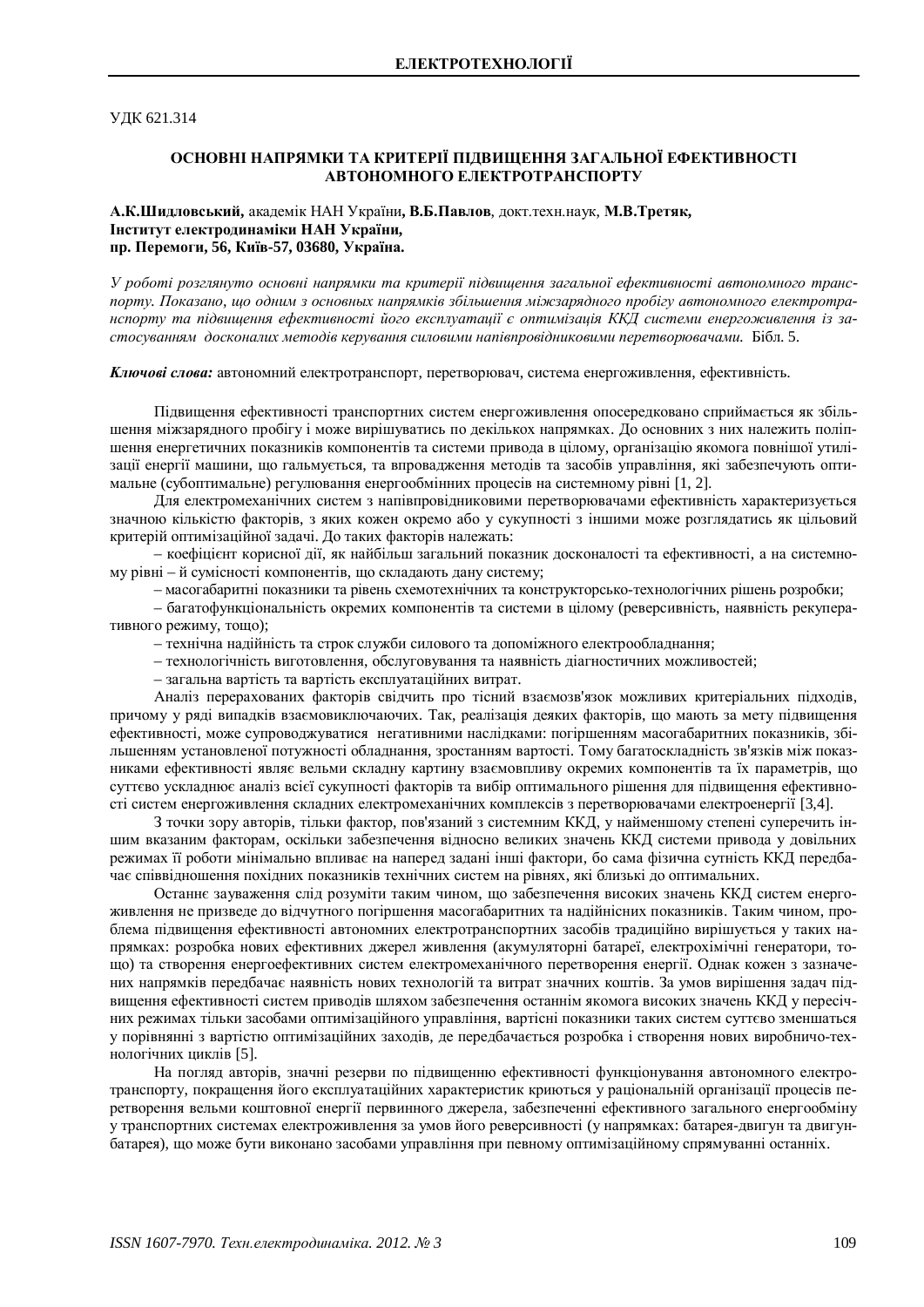УДК 621.314

## ОСНОВНІ НАПРЯМКИ ТА КРИТЕРІЇ ПІДВИЩЕННЯ ЗАГАЛЬНОЇ ЕФЕКТИВНОСТІ АВТОНОМНОГО ЕЛЕКТРОТРАНСПОРТУ

**А.К.Шидловський,** академік НАН України, **В.Б.Павлов**, докт.техн.наук, **М.В.Третяк,**
**Інститут електродинаміки НАН України,**
**пр. Перемоги, 56, Київ-57, 03680, Україна.**

*У роботі розглянуто основні напрямки та критерії підвищення загальної ефективності автономного транспорту. Показано, що одним з основних напрямків збільшення міжзарядного пробігу автономного електротранспорту та підвищення ефективності його експлуатації є оптимізація ККД системи енергоживлення із застосуванням досконалих методів керування силовими напівпровідниковими перетворювачами.* Бібл. 5.

***Ключові слова:*** автономний електротранспорт, перетворювач, система енергоживлення, ефективність.

Підвищення ефективності транспортних систем енергоживлення опосередковано сприймається як збільшення міжзарядного пробігу і може вирішуватись по декількох напрямках. До основних з них належить поліпшення енергетичних показників компонентів та системи привода в цілому, організацію якомога повнішої утилізації енергії машини, що гальмується, та впровадження методів та засобів управління, які забезпечують оптимальне (субоптимальне) регулювання енергообмінних процесів на системному рівні [1, 2].

Для електромеханічних систем з напівпровідниковими перетворювачами ефективність характеризується значною кількістю факторів, з яких кожен окремо або у сукупності з іншими може розглядатись як цільовий критерій оптимізаційної задачі. До таких факторів належать:

– коефіцієнт корисної дії, як найбільш загальний показник досконалості та ефективності, а на системному рівні – й сумісності компонентів, що складають дану систему;

– масогабаритні показники та рівень схемотехнічних та конструкторсько-технологічних рішень розробки;

– багатофункціональність окремих компонентів та системи в цілому (реверсивність, наявність рекуперативного режиму, тощо);

– технічна надійність та строк служби силового та допоміжного електрообладнання;

– технологічність виготовлення, обслуговування та наявність діагностичних можливостей;

– загальна вартість та вартість експлуатаційних витрат.

Аналіз перерахованих факторів свідчить про тісний взаємозв'язок можливих критеріальних підходів, причому у ряді випадків взаємовиключаючих. Так, реалізація деяких факторів, що мають за мету підвищення ефективності, може супроводжуватися негативними наслідками: погіршенням масогабаритних показників, збільшенням установленої потужності обладнання, зростанням вартості. Тому багатоскладність зв'язків між показниками ефективності являє вельми складну картину взаємовпливу окремих компонентів та їх параметрів, що суттєво ускладнює аналіз всієї сукупності факторів та вибір оптимального рішення для підвищення ефективності систем енергоживлення складних електромеханічних комплексів з перетворювачами електроенергії [3,4].

З точки зору авторів, тільки фактор, пов'язаний з системним ККД, у найменшому степені суперечить іншим вказаним факторам, оскільки забезпечення відносно великих значень ККД системи привода у довільних режимах її роботи мінімально впливає на наперед задані інші фактори, бо сама фізична сутність ККД передбачає співвідношення похідних показників технічних систем на рівнях, які близькі до оптимальних.

Останнє зауваження слід розуміти таким чином, що забезпечення високих значень ККД систем енергоживлення не призведе до відчутного погіршення масогабаритних та надійнісних показників. Таким чином, проблема підвищення ефективності автономних електротранспортних засобів традиційно вирішується у таких напрямках: розробка нових ефективних джерел живлення (акумуляторні батареї, електрохімічні генератори, тощо) та створення енергоефективних систем електромеханічного перетворення енергії. Однак кожен з зазначених напрямків передбачає наявність нових технологій та витрат значних коштів. За умов вирішення задач підвищення ефективності систем приводів шляхом забезпечення останнім якомога високих значень ККД у пересічних режимах тільки засобами оптимізаційного управління, вартісні показники таких систем суттєво зменшаться у порівнянні з вартістю оптимізаційних заходів, де передбачається розробка і створення нових виробничо-технологічних циклів [5].

На погляд авторів, значні резерви по підвищенню ефективності функціонування автономного електротранспорту, покращення його експлуатаційних характеристик криються у раціональній організації процесів перетворення вельми коштовної енергії первинного джерела, забезпеченні ефективного загального енергообміну у транспортних системах електроживлення за умов його реверсивності (у напрямках: батарея-двигун та двигун-батарея), що може бути виконано засобами управління при певному оптимізаційному спрямуванні останніх.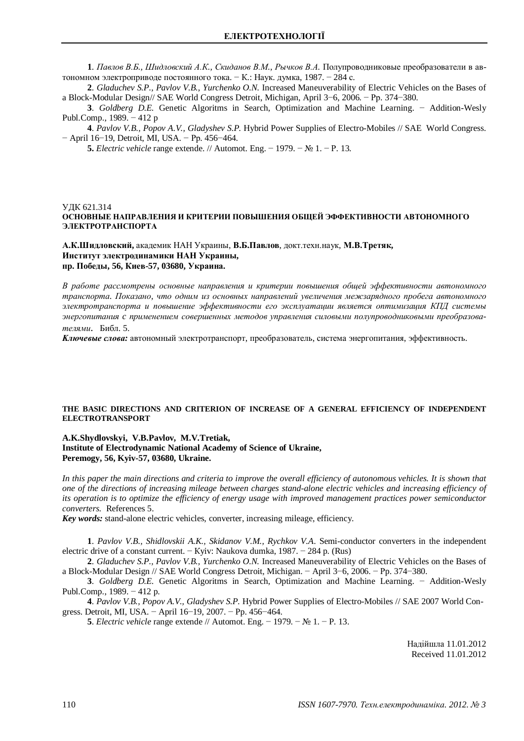**1**. *Павлов В.Б., Шидловский А.К., Скиданов В.М., Рычков В.А.* Полупроводниковые преобразователи в автономном электроприводе постоянного тока. − К.: Наук. думка, 1987. − 284 с.

**2**. *Gladuchev S.P., Pavlov V.B., Yurchenko O.N.* Increased Maneuverability of Electric Vehicles on the Bases of a Block-Modular Design// SAE World Congress Detroit, Michigan, April 3−6, 2006. − Pp. 374−380.

**3**. *Goldberg D.E.* Genetic Algoritms in Search, Optimization and Machine Learning. − Addition-Wesly Publ.Comp., 1989. − 412 p

**4**. *Pavlov V.B., Popov A.V., Gladyshev S.P.* Hybrid Power Supplies of Electro-Mobiles // SAE World Congress. − April 16−19, Detroit, MI, USA. − Pp. 456−464.

**5.** *Electric vehicle* range extende. // Automot. Eng. − 1979. − № 1. − P. 13.

УДК 621.314

**ОСНОВНЫЕ НАПРАВЛЕНИЯ И КРИТЕРИИ ПОВЫШЕНИЯ ОБЩЕЙ ЭФФЕКТИВНОСТИ АВТОНОМНОГО ЭЛЕКТРОТРАНСПОРТА**

**А.К.Шидловский,** академик НАН Украины, **В.Б.Павлов**, докт.техн.наук, **М.В.Третяк,**
**Институт электродинамики НАН Украины,**
**пр. Победы, 56, Киев-57, 03680, Украина.**

*В работе рассмотрены основные направления и критерии повышения общей эффективности автономного транспорта. Показано, что одним из основных направлений увеличения межзарядного пробега автономного электротранспорта и повышение эффективности его эксплуатации является оптимизация КПД системы энергопитания с применением совершенных методов управления силовыми полупроводниковыми преобразователями*. Библ. 5.

***Ключевые слова:*** автономный электротранспорт, преобразователь, система энергопитания, эффективность.

**THE BASIC DIRECTIONS AND CRITERION OF INCREASE OF A GENERAL EFFICIENCY OF INDEPENDENT ELECTROTRANSPORT**

**A.K.Shydlovskyi, V.B.Pavlov, M.V.Tretiak,**
**Institute of Electrodynamic National Academy of Science of Ukraine,**
**Peremogy, 56, Kyiv-57, 03680, Ukraine.**

*In this paper the main directions and criteria to improve the overall efficiency of autonomous vehicles. It is shown that one of the directions of increasing mileage between charges stand-alone electric vehicles and increasing efficiency of its operation is to optimize the efficiency of energy usage with improved management practices power semiconductor converters.* References 5.

***Key words:*** stand-alone electric vehicles, converter, increasing mileage, efficiency.

**1**. *Pavlov V.B., Shidlovskii A.K., Skidanov V.M., Rychkov V.A.* Semi-conductor converters in the independent electric drive of a constant current. − Kyiv: Naukova dumka, 1987. − 284 p. (Rus)

**2**. *Gladuchev S.P., Pavlov V.B., Yurchenko O.N.* Increased Maneuverability of Electric Vehicles on the Bases of a Block-Modular Design // SAE World Congress Detroit, Michigan. − April 3−6, 2006. − Pp. 374−380.

**3**. *Goldberg D.E.* Genetic Algoritms in Search, Optimization and Machine Learning. − Addition-Wesly Publ.Comp., 1989. − 412 p.

**4**. *Pavlov V.B., Popov A.V., Gladyshev S.P.* Hybrid Power Supplies of Electro-Mobiles // SAE 2007 World Congress. Detroit, MI, USA. − April 16−19, 2007. − Pp. 456−464.

**5**. *Electric vehicle* range extende // Automot. Eng. − 1979. − № 1. − P. 13.

Надійшла 11.01.2012
Received 11.01.2012